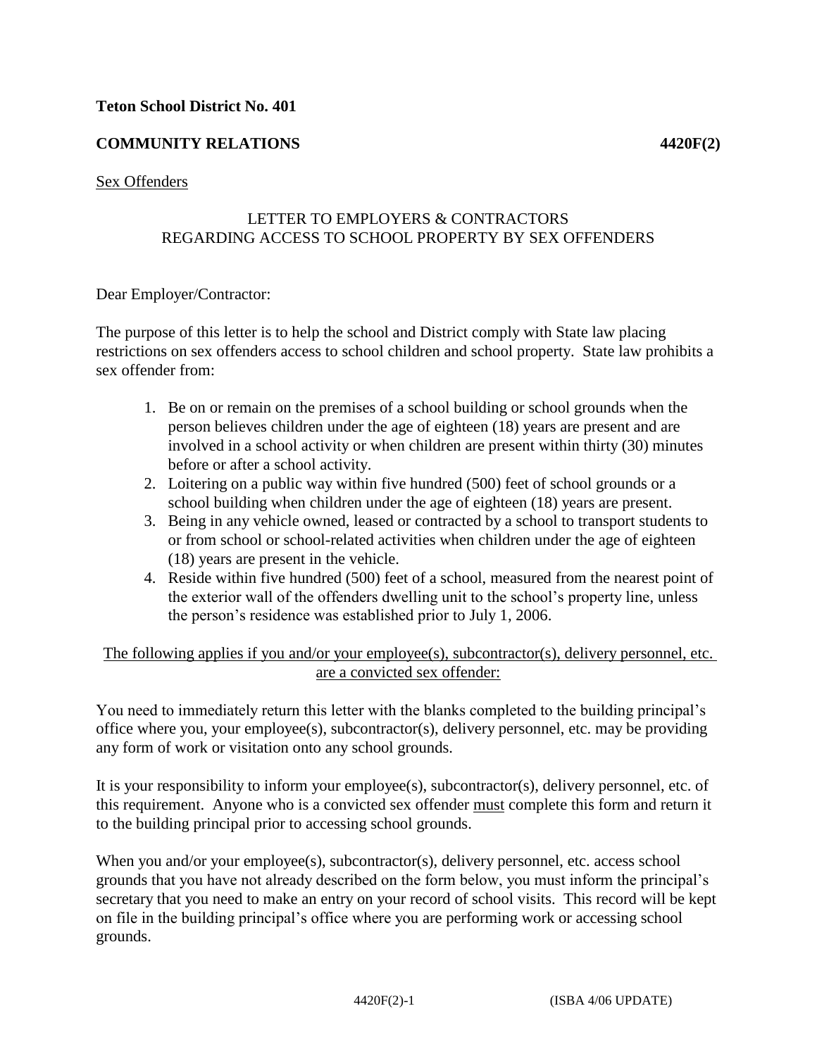**Teton School District No. 401**

**COMMUNITY RELATIONS** **4420F(2)**

Sex Offenders

LETTER TO EMPLOYERS & CONTRACTORS
REGARDING ACCESS TO SCHOOL PROPERTY BY SEX OFFENDERS

Dear Employer/Contractor:

The purpose of this letter is to help the school and District comply with State law placing restrictions on sex offenders access to school children and school property. State law prohibits a sex offender from:

1. Be on or remain on the premises of a school building or school grounds when the person believes children under the age of eighteen (18) years are present and are involved in a school activity or when children are present within thirty (30) minutes before or after a school activity.
2. Loitering on a public way within five hundred (500) feet of school grounds or a school building when children under the age of eighteen (18) years are present.
3. Being in any vehicle owned, leased or contracted by a school to transport students to or from school or school-related activities when children under the age of eighteen (18) years are present in the vehicle.
4. Reside within five hundred (500) feet of a school, measured from the nearest point of the exterior wall of the offenders dwelling unit to the school's property line, unless the person's residence was established prior to July 1, 2006.

The following applies if you and/or your employee(s), subcontractor(s), delivery personnel, etc. are a convicted sex offender:

You need to immediately return this letter with the blanks completed to the building principal's office where you, your employee(s), subcontractor(s), delivery personnel, etc. may be providing any form of work or visitation onto any school grounds.

It is your responsibility to inform your employee(s), subcontractor(s), delivery personnel, etc. of this requirement. Anyone who is a convicted sex offender must complete this form and return it to the building principal prior to accessing school grounds.

When you and/or your employee(s), subcontractor(s), delivery personnel, etc. access school grounds that you have not already described on the form below, you must inform the principal's secretary that you need to make an entry on your record of school visits. This record will be kept on file in the building principal's office where you are performing work or accessing school grounds.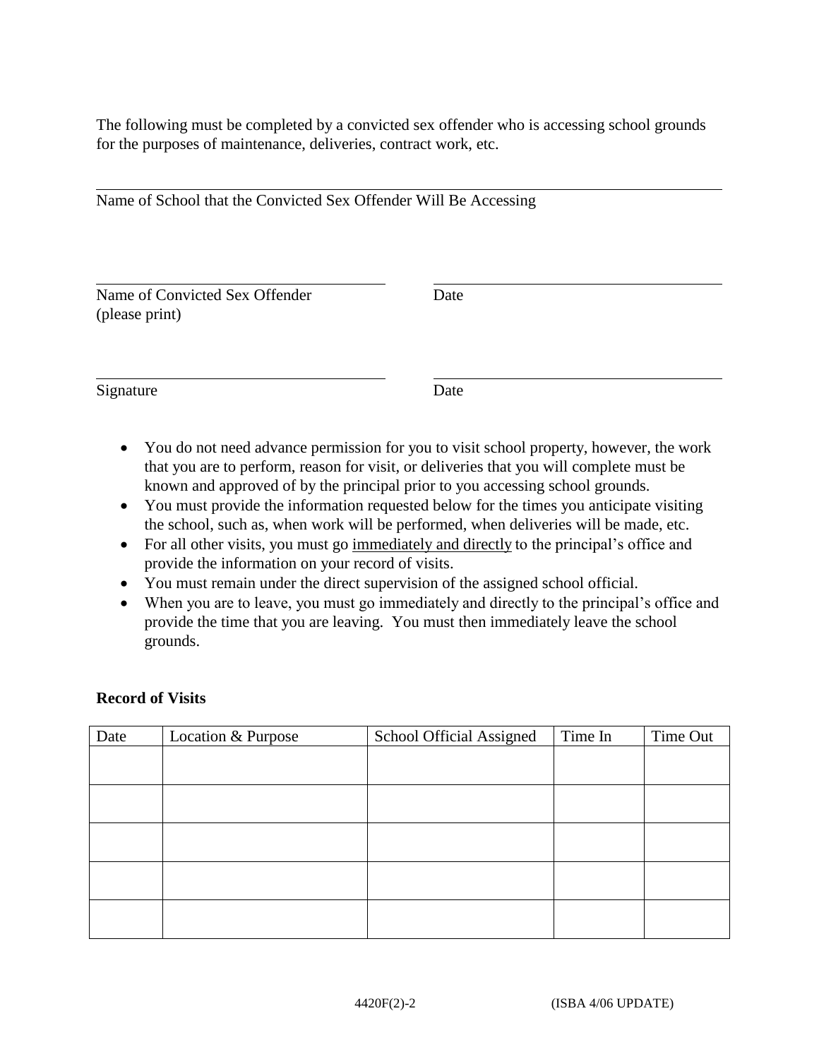The following must be completed by a convicted sex offender who is accessing school grounds for the purposes of maintenance, deliveries, contract work, etc.

______________________________________________

Name of School that the Convicted Sex Offender Will Be Accessing

______________________________ ______________________________

Name of Convicted Sex Offender (please print) Date

______________________________ ______________________________

Signature Date

- You do not need advance permission for you to visit school property, however, the work that you are to perform, reason for visit, or deliveries that you will complete must be known and approved of by the principal prior to you accessing school grounds.
- You must provide the information requested below for the times you anticipate visiting the school, such as, when work will be performed, when deliveries will be made, etc.
- For all other visits, you must go <u>immediately and directly</u> to the principal's office and provide the information on your record of visits.
- You must remain under the direct supervision of the assigned school official.
- When you are to leave, you must go immediately and directly to the principal's office and provide the time that you are leaving. You must then immediately leave the school grounds.

**Record of Visits**

| Date | Location & Purpose | School Official Assigned | Time In | Time Out |
|---|---|---|---|---|
| | | | | |
| | | | | |
| | | | | |
| | | | | |
| | | | | |

4420F(2)-2 (ISBA 4/06 UPDATE)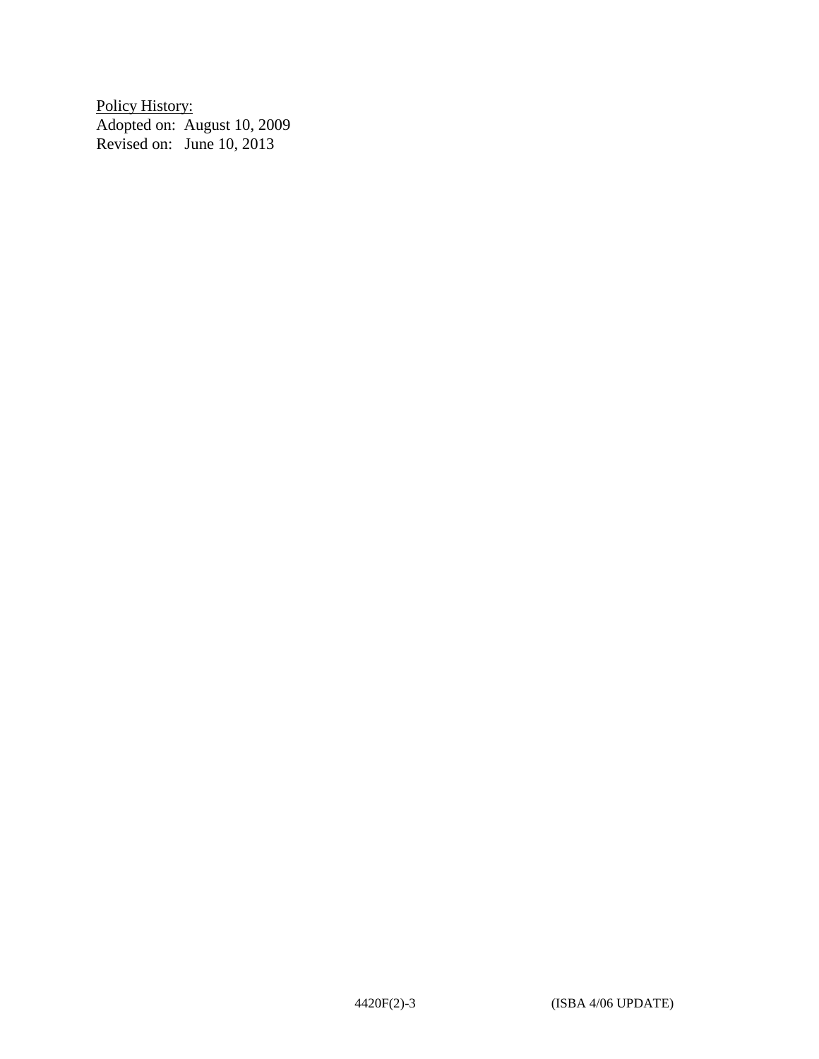<u>Policy History:</u>
Adopted on: August 10, 2009
Revised on: June 10, 2013